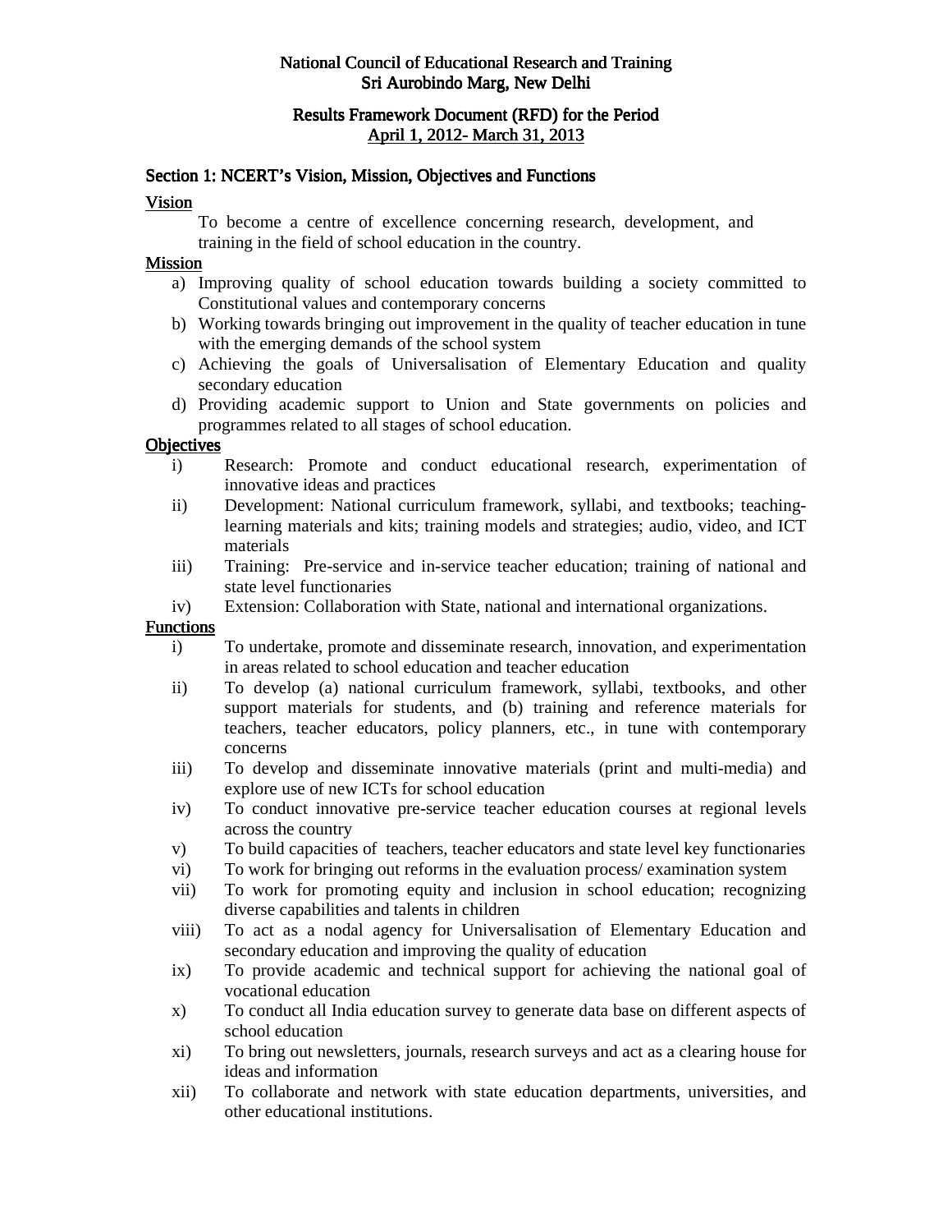# National Council of Educational Research and Training
## Sri Aurobindo Marg, New Delhi

## Results Framework Document (RFD) for the Period
## April 1, 2012- March 31, 2013

### Section 1: NCERT's Vision, Mission, Objectives and Functions

**Vision**

To become a centre of excellence concerning research, development, and training in the field of school education in the country.

**Mission**

a) Improving quality of school education towards building a society committed to Constitutional values and contemporary concerns
b) Working towards bringing out improvement in the quality of teacher education in tune with the emerging demands of the school system
c) Achieving the goals of Universalisation of Elementary Education and quality secondary education
d) Providing academic support to Union and State governments on policies and programmes related to all stages of school education.

**Objectives**

i) Research: Promote and conduct educational research, experimentation of innovative ideas and practices
ii) Development: National curriculum framework, syllabi, and textbooks; teaching-learning materials and kits; training models and strategies; audio, video, and ICT materials
iii) Training: Pre-service and in-service teacher education; training of national and state level functionaries
iv) Extension: Collaboration with State, national and international organizations.

**Functions**

i) To undertake, promote and disseminate research, innovation, and experimentation in areas related to school education and teacher education
ii) To develop (a) national curriculum framework, syllabi, textbooks, and other support materials for students, and (b) training and reference materials for teachers, teacher educators, policy planners, etc., in tune with contemporary concerns
iii) To develop and disseminate innovative materials (print and multi-media) and explore use of new ICTs for school education
iv) To conduct innovative pre-service teacher education courses at regional levels across the country
v) To build capacities of teachers, teacher educators and state level key functionaries
vi) To work for bringing out reforms in the evaluation process/ examination system
vii) To work for promoting equity and inclusion in school education; recognizing diverse capabilities and talents in children
viii) To act as a nodal agency for Universalisation of Elementary Education and secondary education and improving the quality of education
ix) To provide academic and technical support for achieving the national goal of vocational education
x) To conduct all India education survey to generate data base on different aspects of school education
xi) To bring out newsletters, journals, research surveys and act as a clearing house for ideas and information
xii) To collaborate and network with state education departments, universities, and other educational institutions.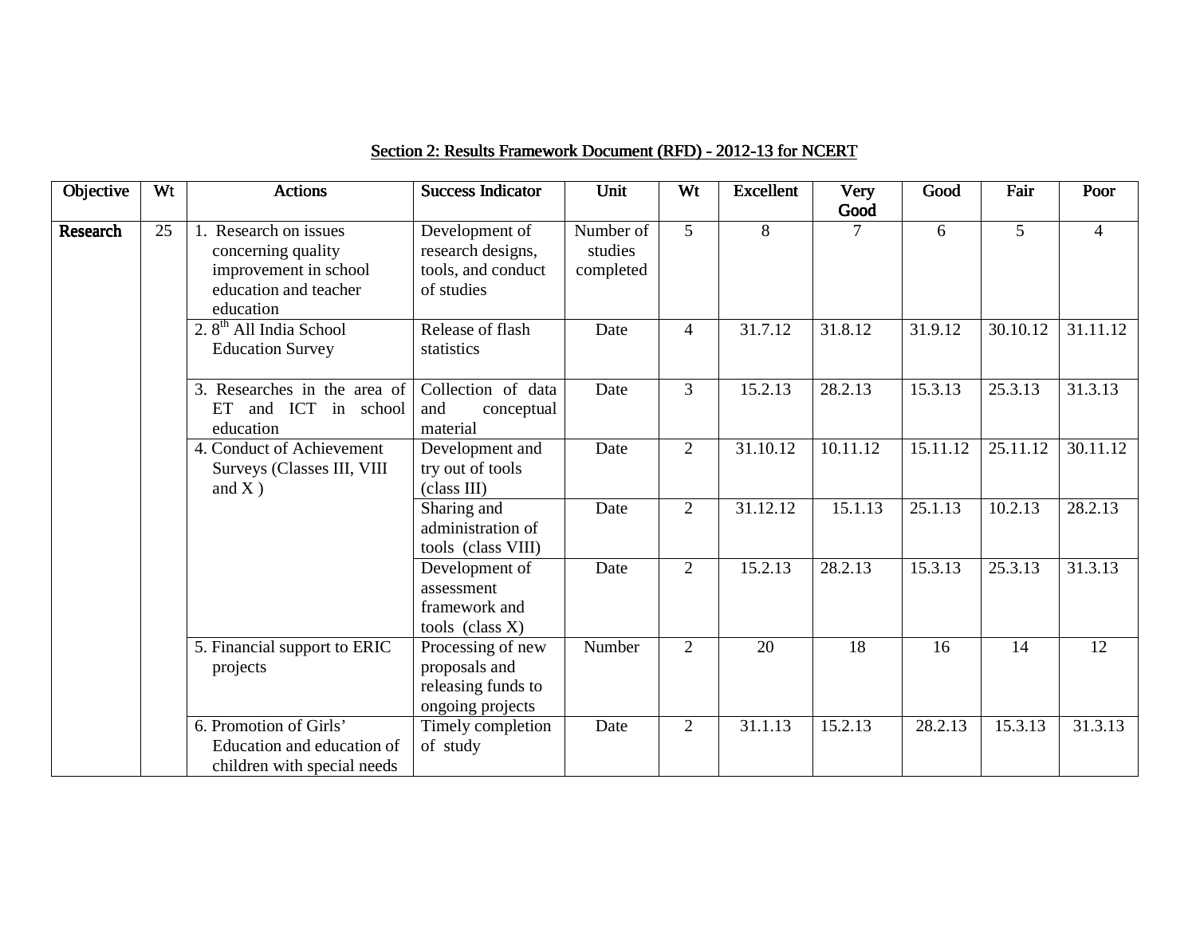## Section 2: Results Framework Document (RFD) - 2012-13 for NCERT

| Objective | Wt | Actions | Success Indicator | Unit | Wt | Excellent | Very Good | Good | Fair | Poor |
|---|---|---|---|---|---|---|---|---|---|---|
| Research | 25 | 1. Research on issues concerning quality improvement in school education and teacher education | Development of research designs, tools, and conduct of studies | Number of studies completed | 5 | 8 | 7 | 6 | 5 | 4 |
| | | 2. 8th All India School Education Survey | Release of flash statistics | Date | 4 | 31.7.12 | 31.8.12 | 31.9.12 | 30.10.12 | 31.11.12 |
| | | 3. Researches in the area of ET and ICT in school education | Collection of data and conceptual material | Date | 3 | 15.2.13 | 28.2.13 | 15.3.13 | 25.3.13 | 31.3.13 |
| | | 4. Conduct of Achievement Surveys (Classes III, VIII and X ) | Development and try out of tools (class III) | Date | 2 | 31.10.12 | 10.11.12 | 15.11.12 | 25.11.12 | 30.11.12 |
| | | | Sharing and administration of tools (class VIII) | Date | 2 | 31.12.12 | 15.1.13 | 25.1.13 | 10.2.13 | 28.2.13 |
| | | | Development of assessment framework and tools (class X) | Date | 2 | 15.2.13 | 28.2.13 | 15.3.13 | 25.3.13 | 31.3.13 |
| | | 5. Financial support to ERIC projects | Processing of new proposals and releasing funds to ongoing projects | Number | 2 | 20 | 18 | 16 | 14 | 12 |
| | | 6. Promotion of Girls' Education and education of children with special needs | Timely completion of study | Date | 2 | 31.1.13 | 15.2.13 | 28.2.13 | 15.3.13 | 31.3.13 |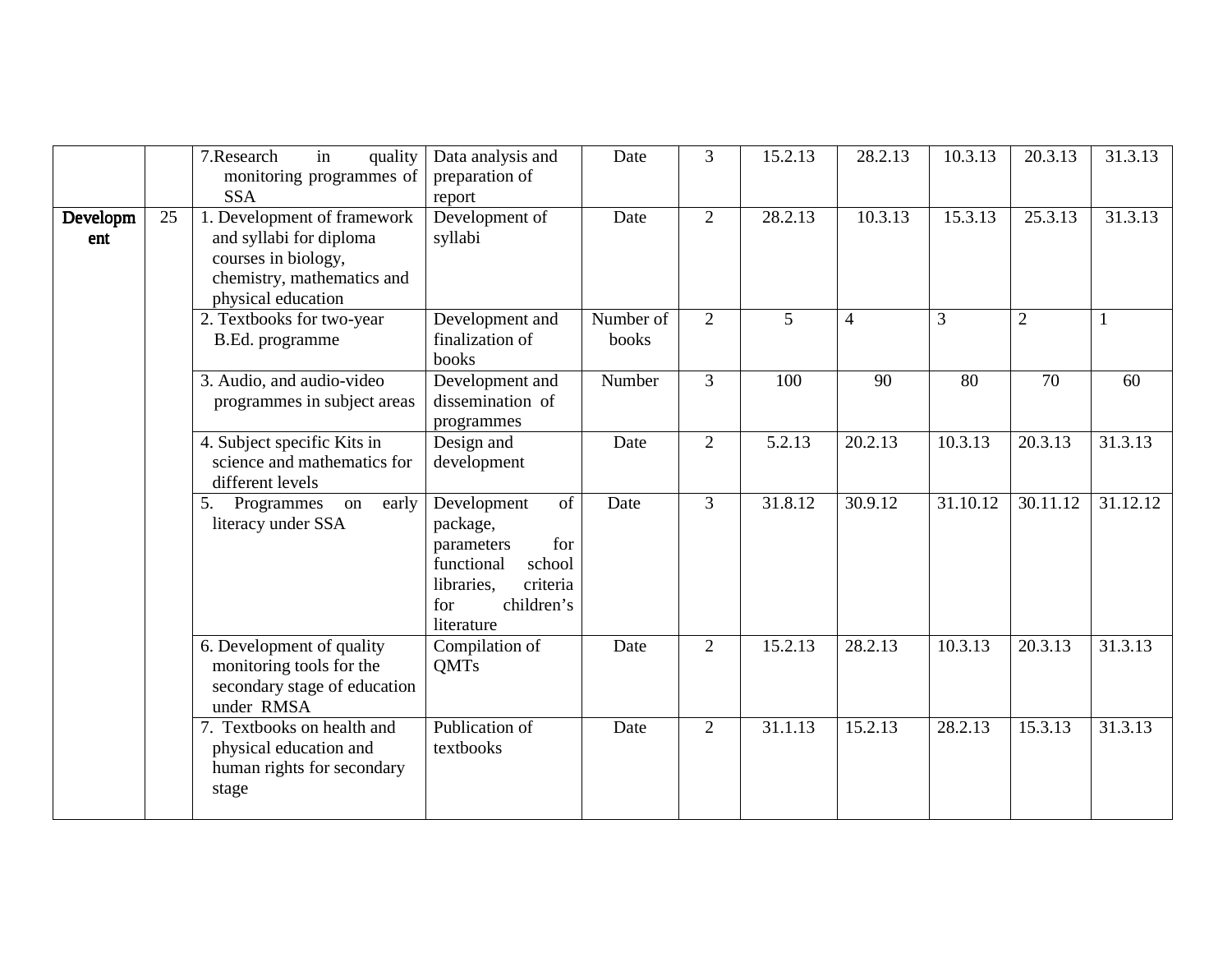| | | | | | | | | | | |
|---|---|---|---|---|---|---|---|---|---|---|
| | | 7.Research in quality monitoring programmes of SSA | Data analysis and preparation of report | Date | 3 | 15.2.13 | 28.2.13 | 10.3.13 | 20.3.13 | 31.3.13 |
| **Development** | 25 | 1. Development of framework and syllabi for diploma courses in biology, chemistry, mathematics and physical education | Development of syllabi | Date | 2 | 28.2.13 | 10.3.13 | 15.3.13 | 25.3.13 | 31.3.13 |
| | | 2. Textbooks for two-year B.Ed. programme | Development and finalization of books | Number of books | 2 | 5 | 4 | 3 | 2 | 1 |
| | | 3. Audio, and audio-video programmes in subject areas | Development and dissemination of programmes | Number | 3 | 100 | 90 | 80 | 70 | 60 |
| | | 4. Subject specific Kits in science and mathematics for different levels | Design and development | Date | 2 | 5.2.13 | 20.2.13 | 10.3.13 | 20.3.13 | 31.3.13 |
| | | 5. Programmes on early literacy under SSA | Development of package, parameters for functional school libraries, criteria for children's literature | Date | 3 | 31.8.12 | 30.9.12 | 31.10.12 | 30.11.12 | 31.12.12 |
| | | 6. Development of quality monitoring tools for the secondary stage of education under RMSA | Compilation of QMTs | Date | 2 | 15.2.13 | 28.2.13 | 10.3.13 | 20.3.13 | 31.3.13 |
| | | 7. Textbooks on health and physical education and human rights for secondary stage | Publication of textbooks | Date | 2 | 31.1.13 | 15.2.13 | 28.2.13 | 15.3.13 | 31.3.13 |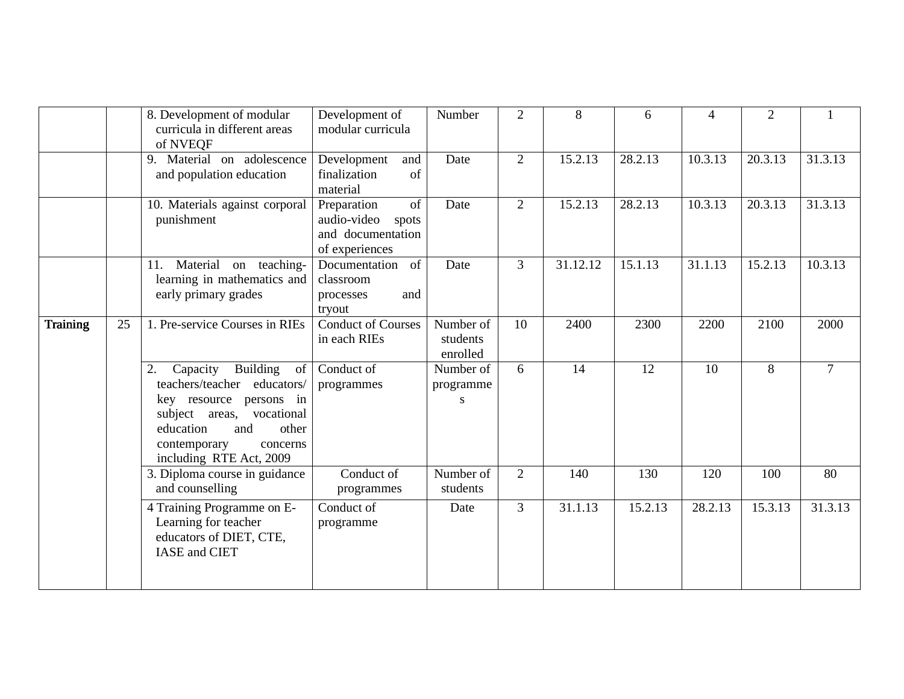| | | | | | | | | | | |
|---|---|---|---|---|---|---|---|---|---|---|
| | | 8. Development of modular curricula in different areas of NVEQF | Development of modular curricula | Number | 2 | 8 | 6 | 4 | 2 | 1 |
| | | 9. Material on adolescence and population education | Development and finalization of material | Date | 2 | 15.2.13 | 28.2.13 | 10.3.13 | 20.3.13 | 31.3.13 |
| | | 10. Materials against corporal punishment | Preparation of audio-video spots and documentation of experiences | Date | 2 | 15.2.13 | 28.2.13 | 10.3.13 | 20.3.13 | 31.3.13 |
| | | 11. Material on teaching-learning in mathematics and early primary grades | Documentation of classroom processes and tryout | Date | 3 | 31.12.12 | 15.1.13 | 31.1.13 | 15.2.13 | 10.3.13 |
| **Training** | 25 | 1. Pre-service Courses in RIEs | Conduct of Courses in each RIEs | Number of students enrolled | 10 | 2400 | 2300 | 2200 | 2100 | 2000 |
| | | 2. Capacity Building of teachers/teacher educators/ key resource persons in subject areas, vocational education and other contemporary concerns including RTE Act, 2009 | Conduct of programmes | Number of programmes | 6 | 14 | 12 | 10 | 8 | 7 |
| | | 3. Diploma course in guidance and counselling | Conduct of programmes | Number of students | 2 | 140 | 130 | 120 | 100 | 80 |
| | | 4 Training Programme on E-Learning for teacher educators of DIET, CTE, IASE and CIET | Conduct of programme | Date | 3 | 31.1.13 | 15.2.13 | 28.2.13 | 15.3.13 | 31.3.13 |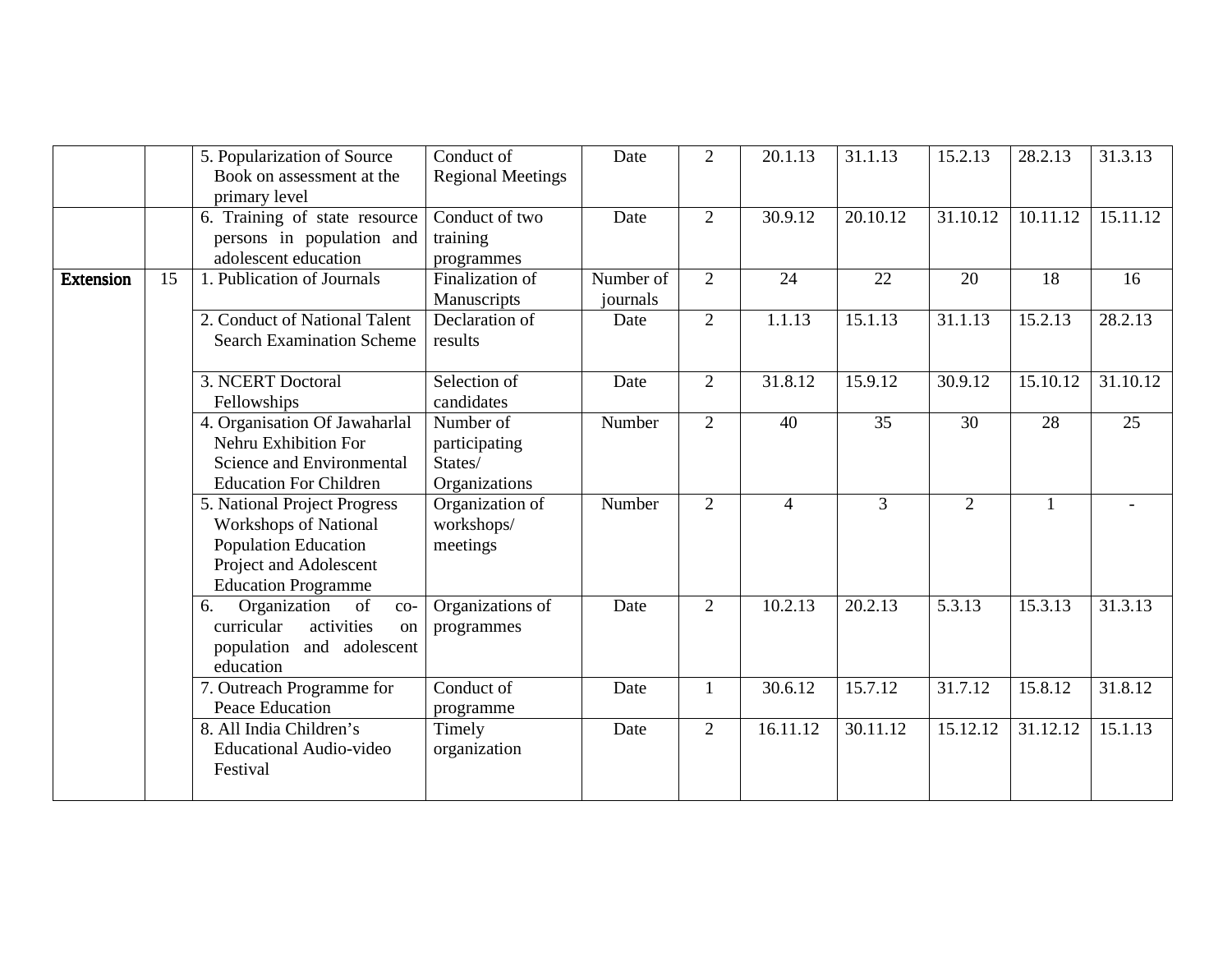| | | | | | | | | | | |
|---|---|---|---|---|---|---|---|---|---|---|
| | | 5. Popularization of Source Book on assessment at the primary level | Conduct of Regional Meetings | Date | 2 | 20.1.13 | 31.1.13 | 15.2.13 | 28.2.13 | 31.3.13 |
| | | 6. Training of state resource persons in population and adolescent education | Conduct of two training programmes | Date | 2 | 30.9.12 | 20.10.12 | 31.10.12 | 10.11.12 | 15.11.12 |
| **Extension** | 15 | 1. Publication of Journals | Finalization of Manuscripts | Number of journals | 2 | 24 | 22 | 20 | 18 | 16 |
| | | 2. Conduct of National Talent Search Examination Scheme | Declaration of results | Date | 2 | 1.1.13 | 15.1.13 | 31.1.13 | 15.2.13 | 28.2.13 |
| | | 3. NCERT Doctoral Fellowships | Selection of candidates | Date | 2 | 31.8.12 | 15.9.12 | 30.9.12 | 15.10.12 | 31.10.12 |
| | | 4. Organisation Of Jawaharlal Nehru Exhibition For Science and Environmental Education For Children | Number of participating States/ Organizations | Number | 2 | 40 | 35 | 30 | 28 | 25 |
| | | 5. National Project Progress Workshops of National Population Education Project and Adolescent Education Programme | Organization of workshops/ meetings | Number | 2 | 4 | 3 | 2 | 1 | - |
| | | 6. Organization of co-curricular activities on population and adolescent education | Organizations of programmes | Date | 2 | 10.2.13 | 20.2.13 | 5.3.13 | 15.3.13 | 31.3.13 |
| | | 7. Outreach Programme for Peace Education | Conduct of programme | Date | 1 | 30.6.12 | 15.7.12 | 31.7.12 | 15.8.12 | 31.8.12 |
| | | 8. All India Children's Educational Audio-video Festival | Timely organization | Date | 2 | 16.11.12 | 30.11.12 | 15.12.12 | 31.12.12 | 15.1.13 |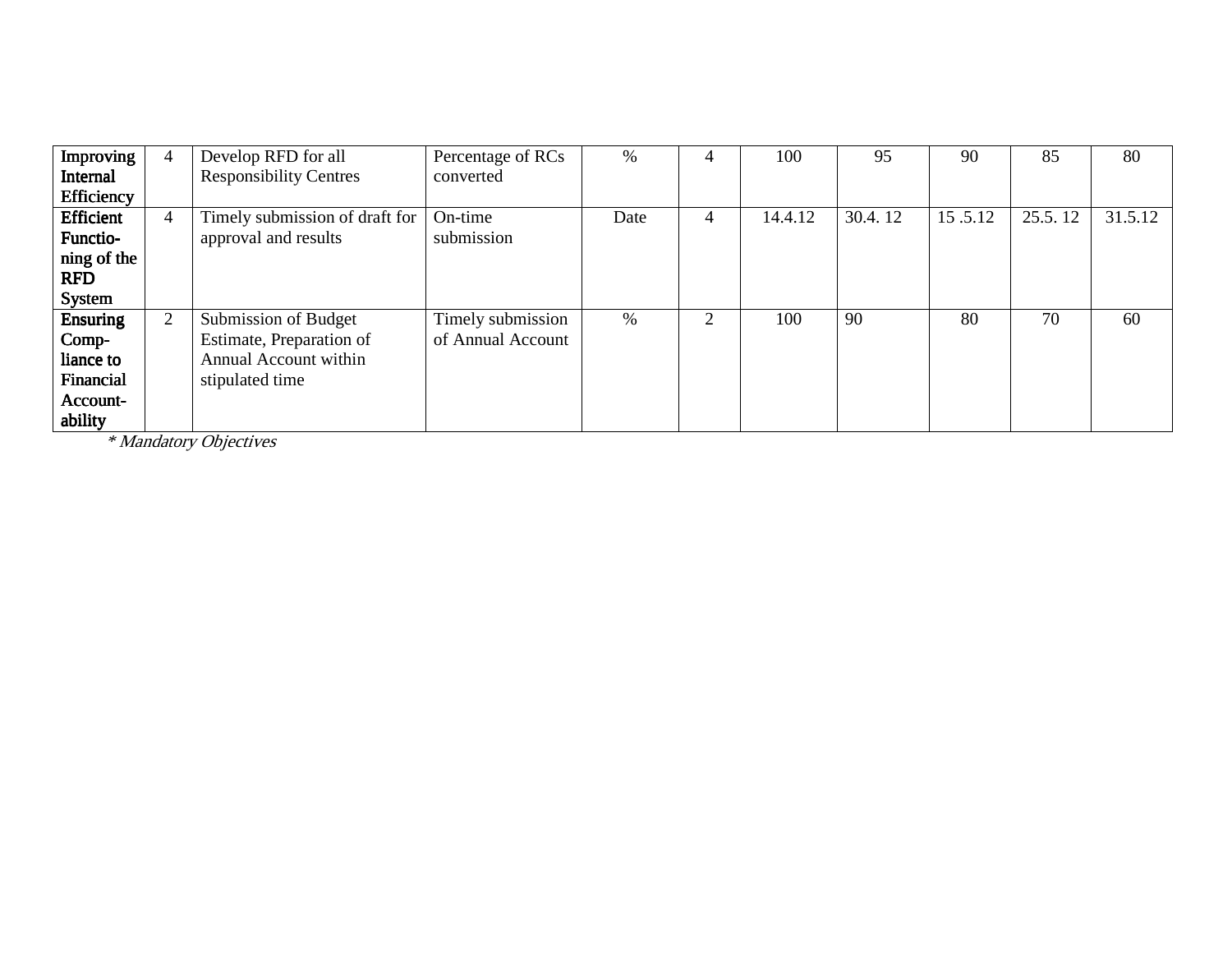| | | | | | | | | | | |
|---|---|---|---|---|---|---|---|---|---|---|
| **Improving Internal Efficiency** | 4 | Develop RFD for all Responsibility Centres | Percentage of RCs converted | % | 4 | 100 | 95 | 90 | 85 | 80 |
| **Efficient Functio-ning of the RFD System** | 4 | Timely submission of draft for approval and results | On-time submission | Date | 4 | 14.4.12 | 30.4. 12 | 15 .5.12 | 25.5. 12 | 31.5.12 |
| **Ensuring Comp-liance to Financial Account-ability** | 2 | Submission of Budget Estimate, Preparation of Annual Account within stipulated time | Timely submission of Annual Account | % | 2 | 100 | 90 | 80 | 70 | 60 |

*\* Mandatory Objectives*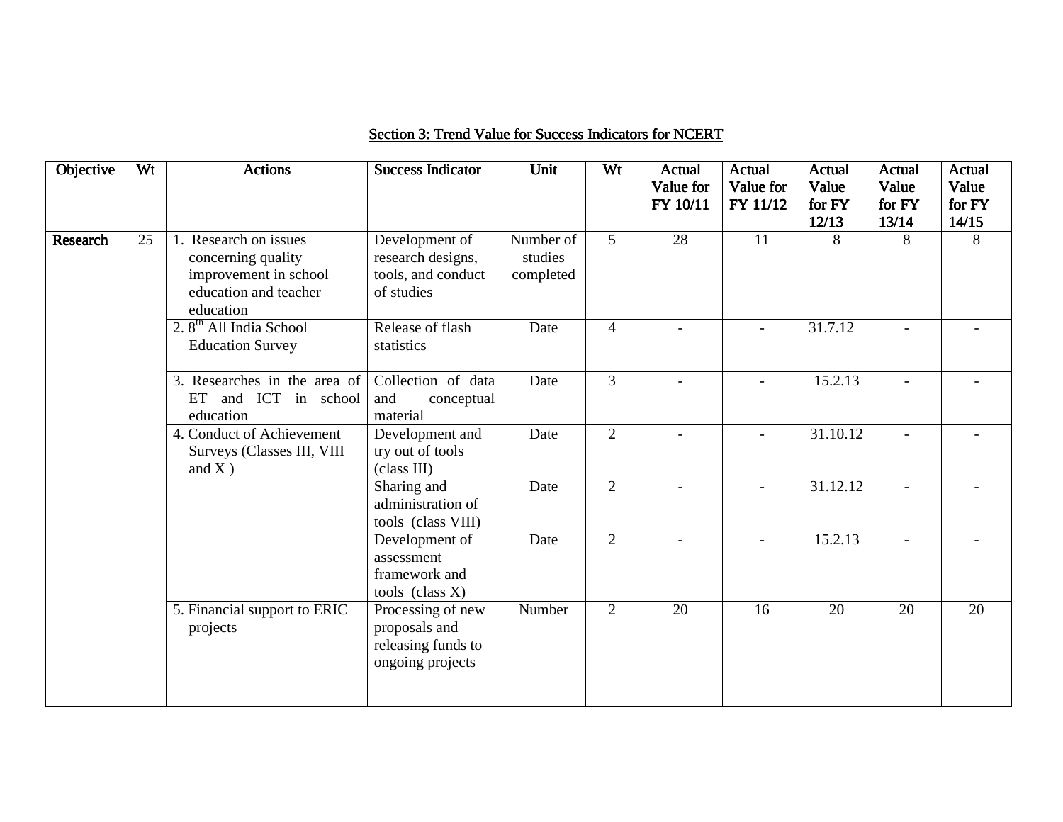## Section 3: Trend Value for Success Indicators for NCERT

| Objective | Wt | Actions | Success Indicator | Unit | Wt | Actual Value for FY 10/11 | Actual Value for FY 11/12 | Actual Value for FY 12/13 | Actual Value for FY 13/14 | Actual Value for FY 14/15 |
|---|---|---|---|---|---|---|---|---|---|---|
| Research | 25 | 1. Research on issues concerning quality improvement in school education and teacher education | Development of research designs, tools, and conduct of studies | Number of studies completed | 5 | 28 | 11 | 8 | 8 | 8 |
| | | 2. 8th All India School Education Survey | Release of flash statistics | Date | 4 | - | - | 31.7.12 | - | - |
| | | 3. Researches in the area of ET and ICT in school education | Collection of data and conceptual material | Date | 3 | - | - | 15.2.13 | - | - |
| | | 4. Conduct of Achievement Surveys (Classes III, VIII and X ) | Development and try out of tools (class III) | Date | 2 | - | - | 31.10.12 | - | - |
| | | | Sharing and administration of tools (class VIII) | Date | 2 | - | - | 31.12.12 | - | - |
| | | | Development of assessment framework and tools (class X) | Date | 2 | - | - | 15.2.13 | - | - |
| | | 5. Financial support to ERIC projects | Processing of new proposals and releasing funds to ongoing projects | Number | 2 | 20 | 16 | 20 | 20 | 20 |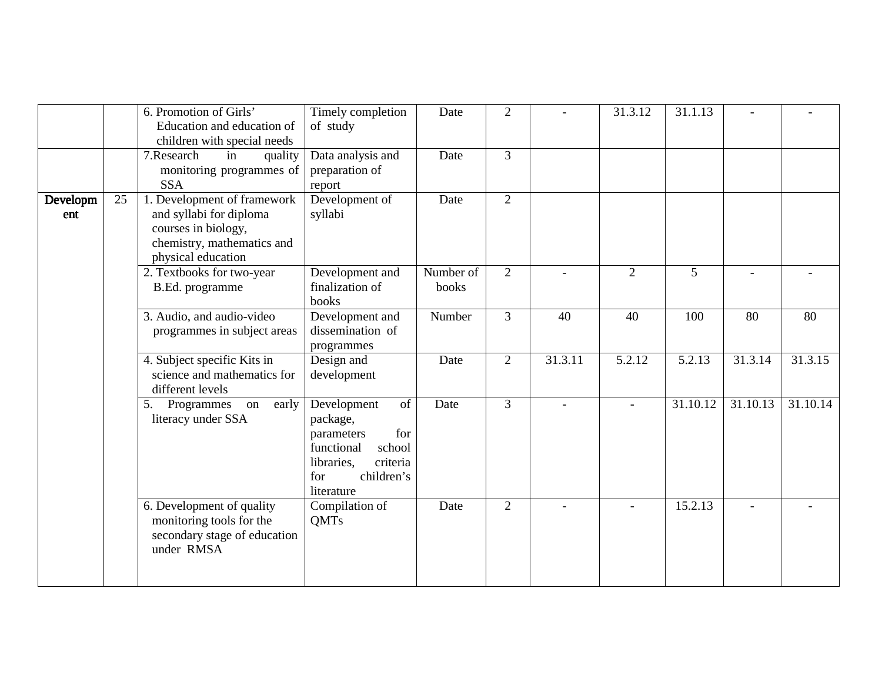| | | | | | | | | | | |
|---|---|---|---|---|---|---|---|---|---|---|
| | | 6. Promotion of Girls' Education and education of children with special needs | Timely completion of study | Date | 2 | - | 31.3.12 | 31.1.13 | - | - |
| | | 7.Research in quality monitoring programmes of SSA | Data analysis and preparation of report | Date | 3 | | | | | |
| **Development** | 25 | 1. Development of framework and syllabi for diploma courses in biology, chemistry, mathematics and physical education | Development of syllabi | Date | 2 | | | | | |
| | | 2. Textbooks for two-year B.Ed. programme | Development and finalization of books | Number of books | 2 | - | 2 | 5 | - | - |
| | | 3. Audio, and audio-video programmes in subject areas | Development and dissemination of programmes | Number | 3 | 40 | 40 | 100 | 80 | 80 |
| | | 4. Subject specific Kits in science and mathematics for different levels | Design and development | Date | 2 | 31.3.11 | 5.2.12 | 5.2.13 | 31.3.14 | 31.3.15 |
| | | 5. Programmes on early literacy under SSA | Development of package, parameters for functional school libraries, criteria for children's literature | Date | 3 | - | - | 31.10.12 | 31.10.13 | 31.10.14 |
| | | 6. Development of quality monitoring tools for the secondary stage of education under RMSA | Compilation of QMTs | Date | 2 | - | - | 15.2.13 | - | - |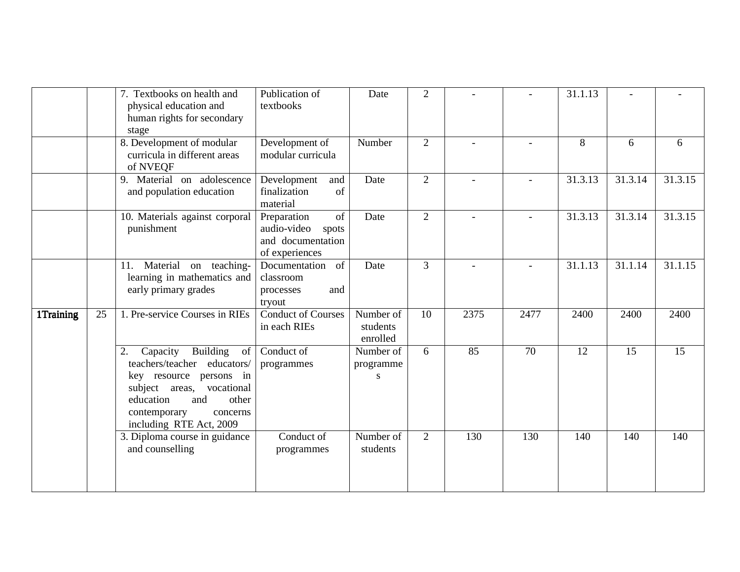| | | | | | | | | | | |
|---|---|---|---|---|---|---|---|---|---|---|
| | | 7. Textbooks on health and physical education and human rights for secondary stage | Publication of textbooks | Date | 2 | - | - | 31.1.13 | - | - |
| | | 8. Development of modular curricula in different areas of NVEQF | Development of modular curricula | Number | 2 | - | - | 8 | 6 | 6 |
| | | 9. Material on adolescence and population education | Development and finalization of material | Date | 2 | - | - | 31.3.13 | 31.3.14 | 31.3.15 |
| | | 10. Materials against corporal punishment | Preparation of audio-video spots and documentation of experiences | Date | 2 | - | - | 31.3.13 | 31.3.14 | 31.3.15 |
| | | 11. Material on teaching-learning in mathematics and early primary grades | Documentation of classroom processes and tryout | Date | 3 | - | - | 31.1.13 | 31.1.14 | 31.1.15 |
| 1Training | 25 | 1. Pre-service Courses in RIEs | Conduct of Courses in each RIEs | Number of students enrolled | 10 | 2375 | 2477 | 2400 | 2400 | 2400 |
| | | 2. Capacity Building of teachers/teacher educators/ key resource persons in subject areas, vocational education and other contemporary concerns including RTE Act, 2009 | Conduct of programmes | Number of programmes | 6 | 85 | 70 | 12 | 15 | 15 |
| | | 3. Diploma course in guidance and counselling | Conduct of programmes | Number of students | 2 | 130 | 130 | 140 | 140 | 140 |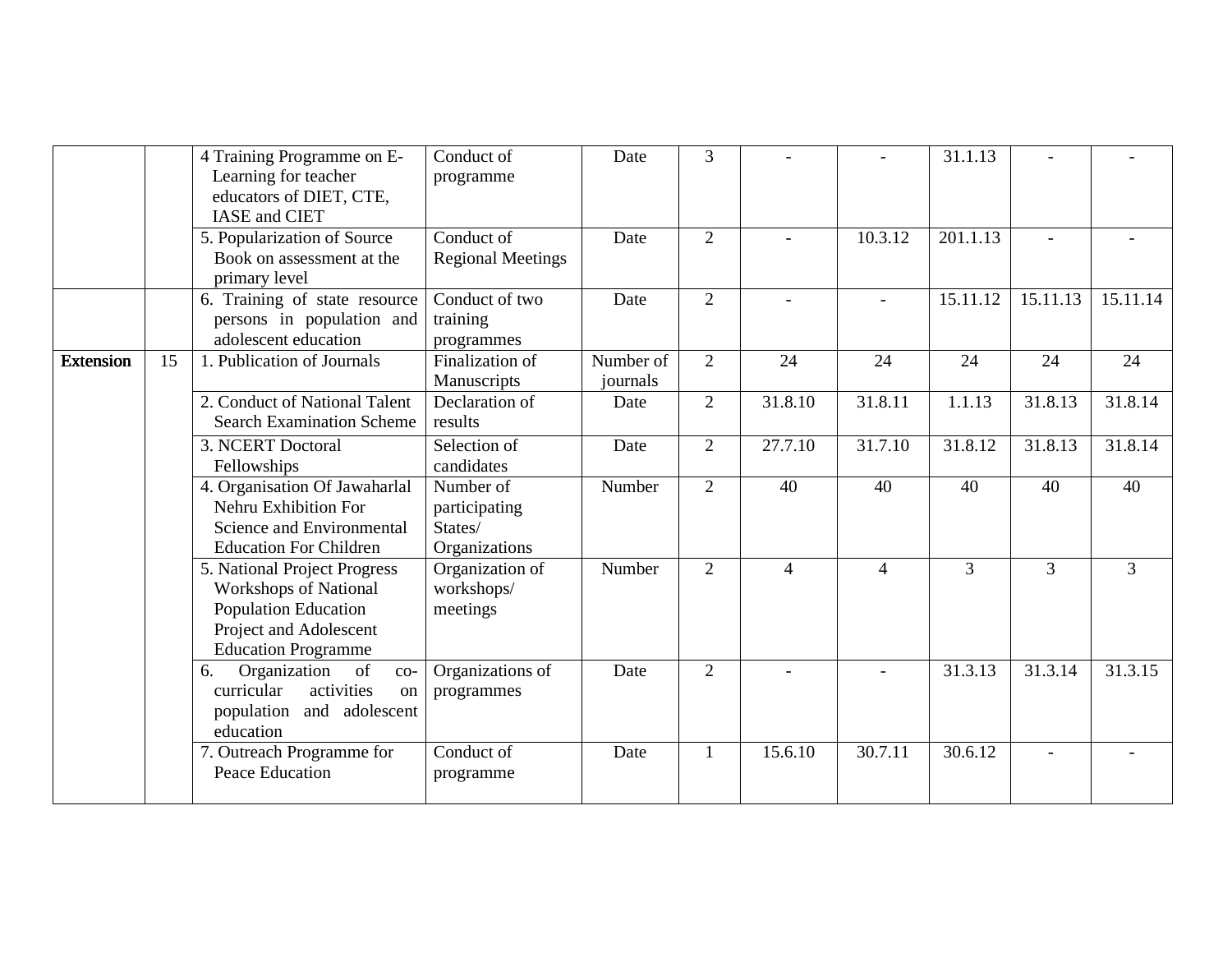| | | | | | | | | | | |
|---|---|---|---|---|---|---|---|---|---|---|
| | | 4 Training Programme on E-Learning for teacher educators of DIET, CTE, IASE and CIET | Conduct of programme | Date | 3 | - | - | 31.1.13 | - | - |
| | | 5. Popularization of Source Book on assessment at the primary level | Conduct of Regional Meetings | Date | 2 | - | 10.3.12 | 201.1.13 | - | - |
| | | 6. Training of state resource persons in population and adolescent education | Conduct of two training programmes | Date | 2 | - | - | 15.11.12 | 15.11.13 | 15.11.14 |
| **Extension** | 15 | 1. Publication of Journals | Finalization of Manuscripts | Number of journals | 2 | 24 | 24 | 24 | 24 | 24 |
| | | 2. Conduct of National Talent Search Examination Scheme | Declaration of results | Date | 2 | 31.8.10 | 31.8.11 | 1.1.13 | 31.8.13 | 31.8.14 |
| | | 3. NCERT Doctoral Fellowships | Selection of candidates | Date | 2 | 27.7.10 | 31.7.10 | 31.8.12 | 31.8.13 | 31.8.14 |
| | | 4. Organisation Of Jawaharlal Nehru Exhibition For Science and Environmental Education For Children | Number of participating States/ Organizations | Number | 2 | 40 | 40 | 40 | 40 | 40 |
| | | 5. National Project Progress Workshops of National Population Education Project and Adolescent Education Programme | Organization of workshops/ meetings | Number | 2 | 4 | 4 | 3 | 3 | 3 |
| | | 6. Organization of co-curricular activities on population and adolescent education | Organizations of programmes | Date | 2 | - | - | 31.3.13 | 31.3.14 | 31.3.15 |
| | | 7. Outreach Programme for Peace Education | Conduct of programme | Date | 1 | 15.6.10 | 30.7.11 | 30.6.12 | - | - |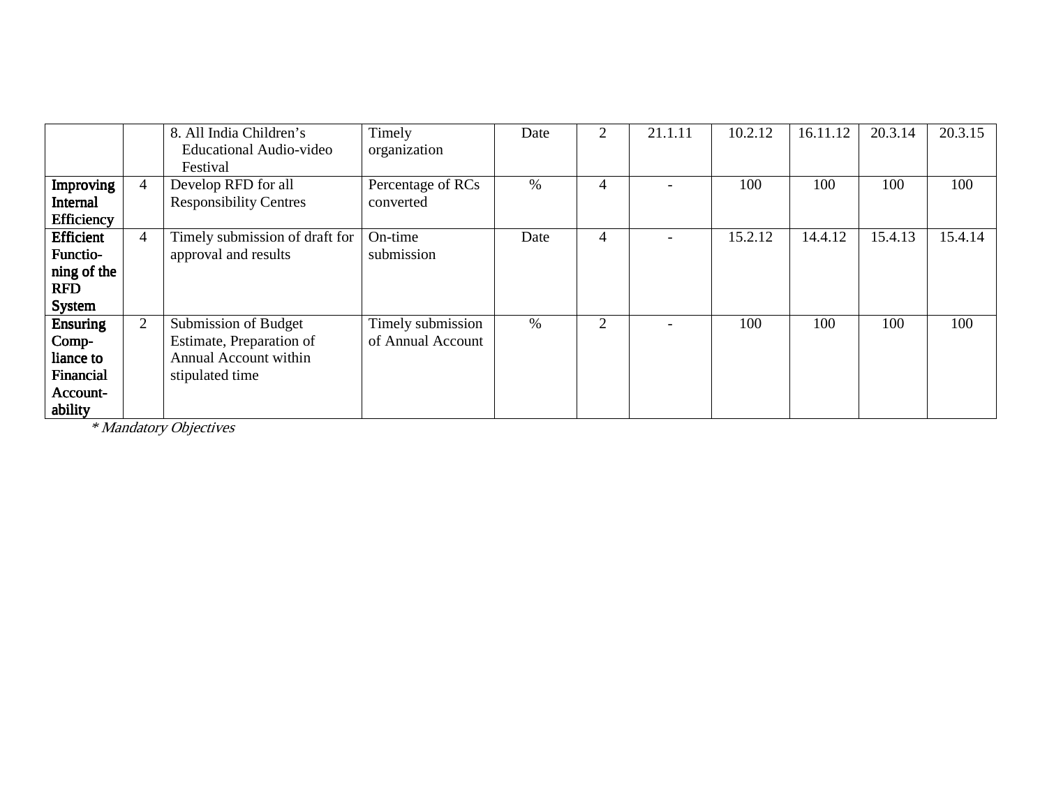| | | | | | | | | | | |
|---|---|---|---|---|---|---|---|---|---|---|
| | | 8. All India Children's Educational Audio-video Festival | Timely organization | Date | 2 | 21.1.11 | 10.2.12 | 16.11.12 | 20.3.14 | 20.3.15 |
| **Improving Internal Efficiency** | 4 | Develop RFD for all Responsibility Centres | Percentage of RCs converted | % | 4 | - | 100 | 100 | 100 | 100 |
| **Efficient Functio-ning of the RFD System** | 4 | Timely submission of draft for approval and results | On-time submission | Date | 4 | - | 15.2.12 | 14.4.12 | 15.4.13 | 15.4.14 |
| **Ensuring Comp-liance to Financial Account-ability** | 2 | Submission of Budget Estimate, Preparation of Annual Account within stipulated time | Timely submission of Annual Account | % | 2 | - | 100 | 100 | 100 | 100 |

*\* Mandatory Objectives*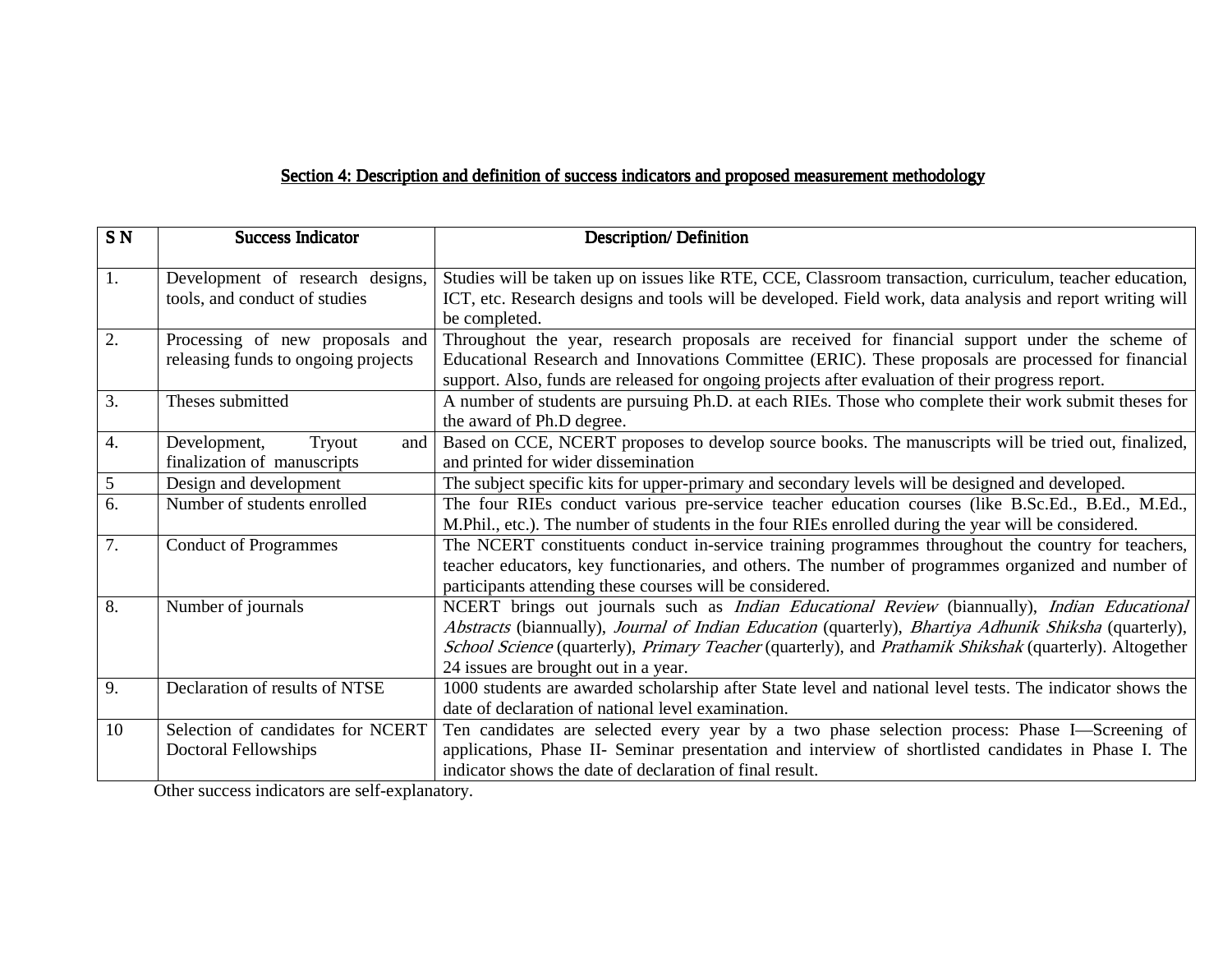## Section 4: Description and definition of success indicators and proposed measurement methodology

| S N | Success Indicator | Description/ Definition |
|---|---|---|
| 1. | Development of research designs, tools, and conduct of studies | Studies will be taken up on issues like RTE, CCE, Classroom transaction, curriculum, teacher education, ICT, etc. Research designs and tools will be developed. Field work, data analysis and report writing will be completed. |
| 2. | Processing of new proposals and releasing funds to ongoing projects | Throughout the year, research proposals are received for financial support under the scheme of Educational Research and Innovations Committee (ERIC). These proposals are processed for financial support. Also, funds are released for ongoing projects after evaluation of their progress report. |
| 3. | Theses submitted | A number of students are pursuing Ph.D. at each RIEs. Those who complete their work submit theses for the award of Ph.D degree. |
| 4. | Development, Tryout and finalization of manuscripts | Based on CCE, NCERT proposes to develop source books. The manuscripts will be tried out, finalized, and printed for wider dissemination |
| 5 | Design and development | The subject specific kits for upper-primary and secondary levels will be designed and developed. |
| 6. | Number of students enrolled | The four RIEs conduct various pre-service teacher education courses (like B.Sc.Ed., B.Ed., M.Ed., M.Phil., etc.). The number of students in the four RIEs enrolled during the year will be considered. |
| 7. | Conduct of Programmes | The NCERT constituents conduct in-service training programmes throughout the country for teachers, teacher educators, key functionaries, and others. The number of programmes organized and number of participants attending these courses will be considered. |
| 8. | Number of journals | NCERT brings out journals such as *Indian Educational Review* (biannually), *Indian Educational Abstracts* (biannually), *Journal of Indian Education* (quarterly), *Bhartiya Adhunik Shiksha* (quarterly), *School Science* (quarterly), *Primary Teacher* (quarterly), and *Prathamik Shikshak* (quarterly). Altogether 24 issues are brought out in a year. |
| 9. | Declaration of results of NTSE | 1000 students are awarded scholarship after State level and national level tests. The indicator shows the date of declaration of national level examination. |
| 10 | Selection of candidates for NCERT Doctoral Fellowships | Ten candidates are selected every year by a two phase selection process: Phase I—Screening of applications, Phase II- Seminar presentation and interview of shortlisted candidates in Phase I. The indicator shows the date of declaration of final result. |

Other success indicators are self-explanatory.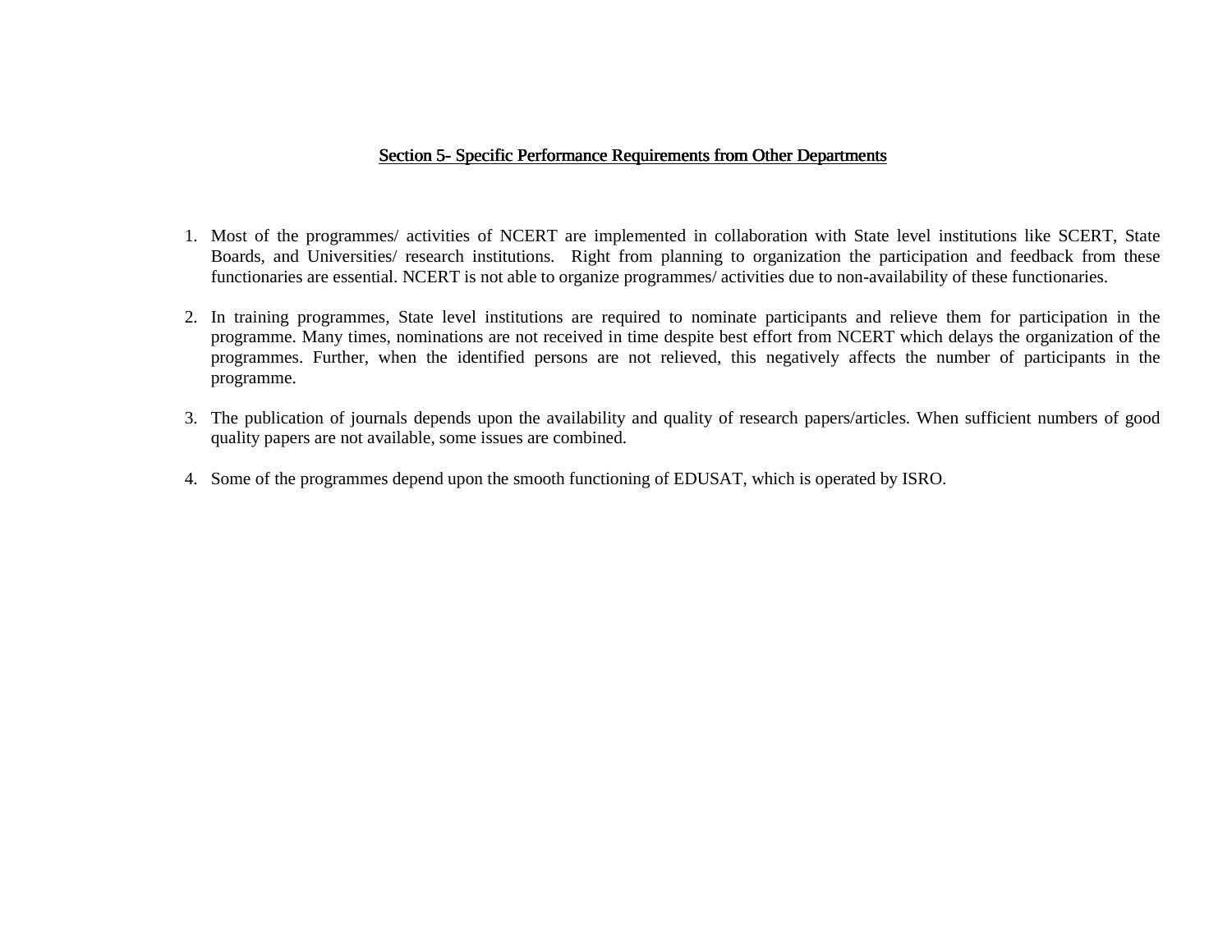## Section 5- Specific Performance Requirements from Other Departments

1. Most of the programmes/ activities of NCERT are implemented in collaboration with State level institutions like SCERT, State Boards, and Universities/ research institutions. Right from planning to organization the participation and feedback from these functionaries are essential. NCERT is not able to organize programmes/ activities due to non-availability of these functionaries.

2. In training programmes, State level institutions are required to nominate participants and relieve them for participation in the programme. Many times, nominations are not received in time despite best effort from NCERT which delays the organization of the programmes. Further, when the identified persons are not relieved, this negatively affects the number of participants in the programme.

3. The publication of journals depends upon the availability and quality of research papers/articles. When sufficient numbers of good quality papers are not available, some issues are combined.

4. Some of the programmes depend upon the smooth functioning of EDUSAT, which is operated by ISRO.